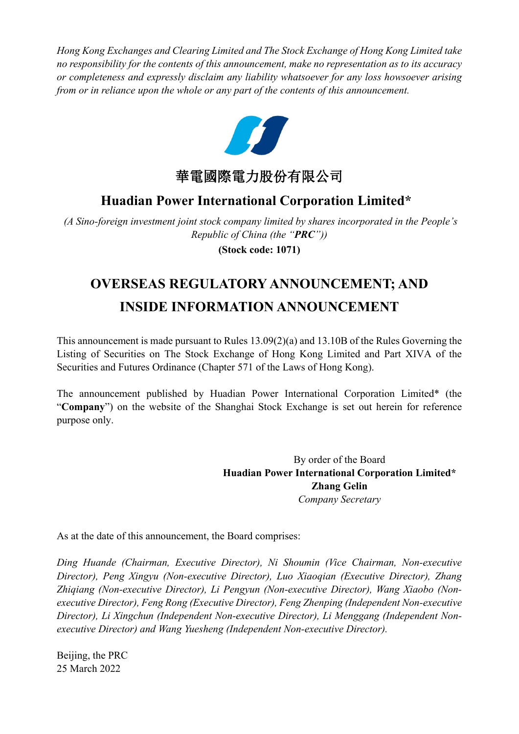*Hong Kong Exchanges and Clearing Limited and The Stock Exchange of Hong Kong Limited take no responsibility for the contents of this announcement, make no representation as to its accuracy or completeness and expressly disclaim any liability whatsoever for any loss howsoever arising from or in reliance upon the whole or any part of the contents of this announcement.*

# 華電國際電力股份有限公司

## Huadian Power International Corporation Limited*

*(A Sino-foreign investment joint stock company limited by shares incorporated in the People's Republic of China (the "**PRC**"))*

**(Stock code: 1071)**

# OVERSEAS REGULATORY ANNOUNCEMENT; AND INSIDE INFORMATION ANNOUNCEMENT

This announcement is made pursuant to Rules 13.09(2)(a) and 13.10B of the Rules Governing the Listing of Securities on The Stock Exchange of Hong Kong Limited and Part XIVA of the Securities and Futures Ordinance (Chapter 571 of the Laws of Hong Kong).

The announcement published by Huadian Power International Corporation Limited* (the "**Company**") on the website of the Shanghai Stock Exchange is set out herein for reference purpose only.

By order of the Board
**Huadian Power International Corporation Limited***
**Zhang Gelin**
*Company Secretary*

As at the date of this announcement, the Board comprises:

*Ding Huande (Chairman, Executive Director), Ni Shoumin (Vice Chairman, Non-executive Director), Peng Xingyu (Non-executive Director), Luo Xiaoqian (Executive Director), Zhang Zhiqiang (Non-executive Director), Li Pengyun (Non-executive Director), Wang Xiaobo (Non-executive Director), Feng Rong (Executive Director), Feng Zhenping (Independent Non-executive Director), Li Xingchun (Independent Non-executive Director), Li Menggang (Independent Non-executive Director) and Wang Yuesheng (Independent Non-executive Director).*

Beijing, the PRC
25 March 2022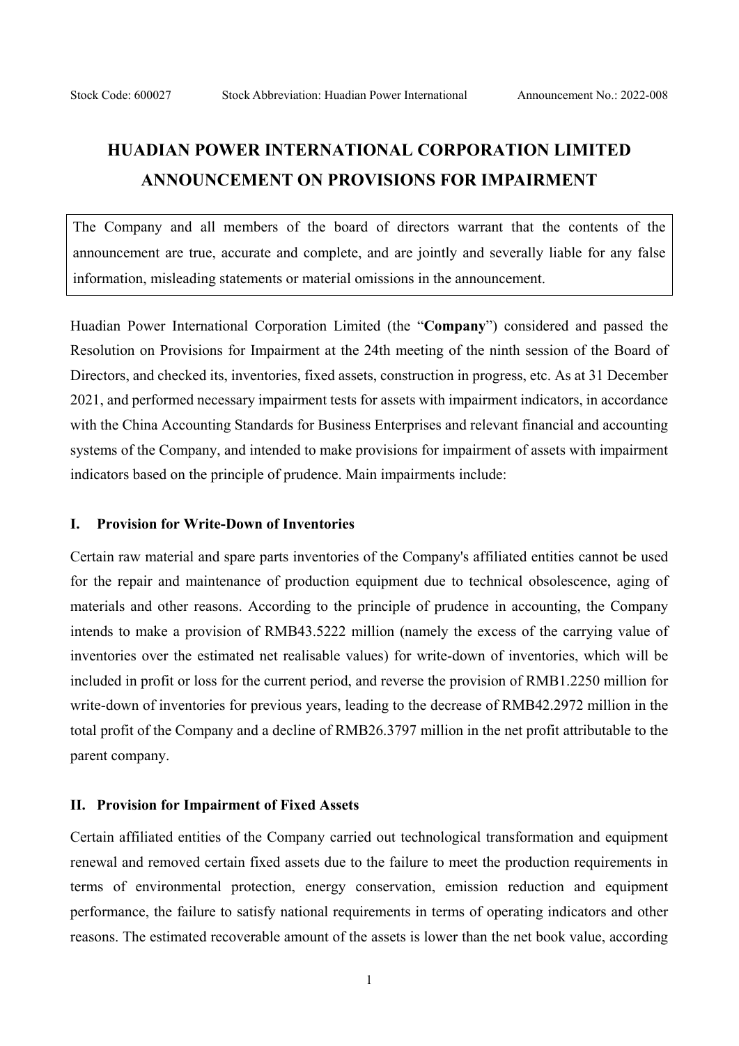Stock Code: 600027 Stock Abbreviation: Huadian Power International Announcement No.: 2022-008

# HUADIAN POWER INTERNATIONAL CORPORATION LIMITED ANNOUNCEMENT ON PROVISIONS FOR IMPAIRMENT

The Company and all members of the board of directors warrant that the contents of the announcement are true, accurate and complete, and are jointly and severally liable for any false information, misleading statements or material omissions in the announcement.

Huadian Power International Corporation Limited (the "**Company**") considered and passed the Resolution on Provisions for Impairment at the 24th meeting of the ninth session of the Board of Directors, and checked its, inventories, fixed assets, construction in progress, etc. As at 31 December 2021, and performed necessary impairment tests for assets with impairment indicators, in accordance with the China Accounting Standards for Business Enterprises and relevant financial and accounting systems of the Company, and intended to make provisions for impairment of assets with impairment indicators based on the principle of prudence. Main impairments include:

## I. Provision for Write-Down of Inventories

Certain raw material and spare parts inventories of the Company's affiliated entities cannot be used for the repair and maintenance of production equipment due to technical obsolescence, aging of materials and other reasons. According to the principle of prudence in accounting, the Company intends to make a provision of RMB43.5222 million (namely the excess of the carrying value of inventories over the estimated net realisable values) for write-down of inventories, which will be included in profit or loss for the current period, and reverse the provision of RMB1.2250 million for write-down of inventories for previous years, leading to the decrease of RMB42.2972 million in the total profit of the Company and a decline of RMB26.3797 million in the net profit attributable to the parent company.

## II. Provision for Impairment of Fixed Assets

Certain affiliated entities of the Company carried out technological transformation and equipment renewal and removed certain fixed assets due to the failure to meet the production requirements in terms of environmental protection, energy conservation, emission reduction and equipment performance, the failure to satisfy national requirements in terms of operating indicators and other reasons. The estimated recoverable amount of the assets is lower than the net book value, according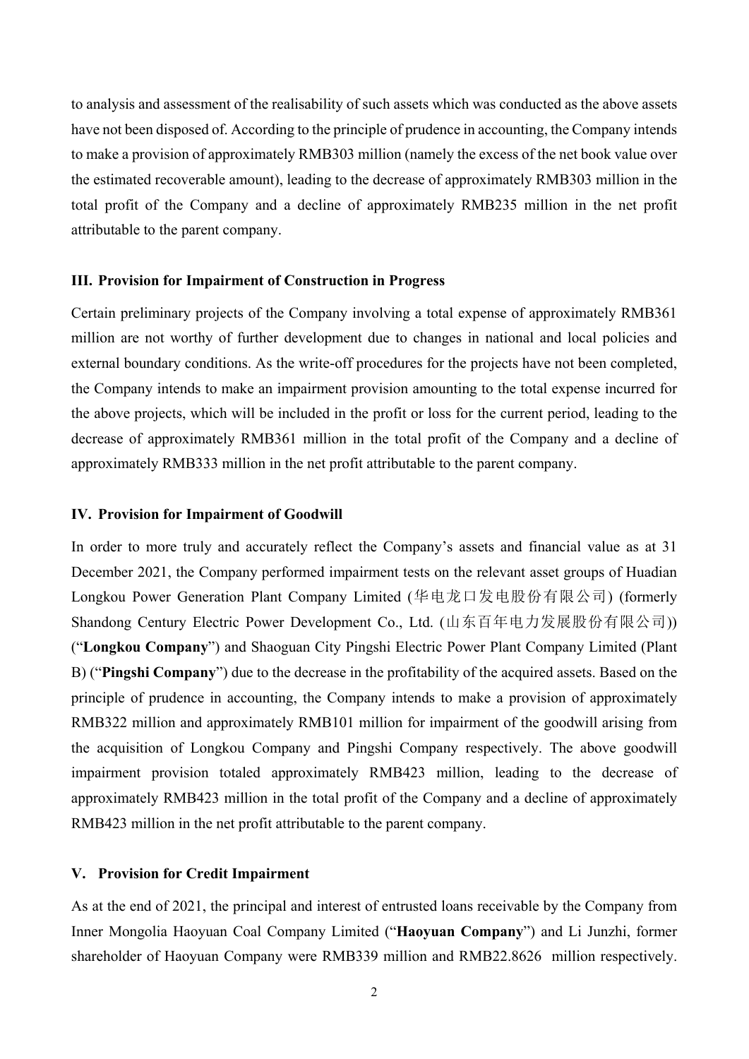to analysis and assessment of the realisability of such assets which was conducted as the above assets have not been disposed of. According to the principle of prudence in accounting, the Company intends to make a provision of approximately RMB303 million (namely the excess of the net book value over the estimated recoverable amount), leading to the decrease of approximately RMB303 million in the total profit of the Company and a decline of approximately RMB235 million in the net profit attributable to the parent company.

## III. Provision for Impairment of Construction in Progress

Certain preliminary projects of the Company involving a total expense of approximately RMB361 million are not worthy of further development due to changes in national and local policies and external boundary conditions. As the write-off procedures for the projects have not been completed, the Company intends to make an impairment provision amounting to the total expense incurred for the above projects, which will be included in the profit or loss for the current period, leading to the decrease of approximately RMB361 million in the total profit of the Company and a decline of approximately RMB333 million in the net profit attributable to the parent company.

## IV. Provision for Impairment of Goodwill

In order to more truly and accurately reflect the Company's assets and financial value as at 31 December 2021, the Company performed impairment tests on the relevant asset groups of Huadian Longkou Power Generation Plant Company Limited (华电龙口发电股份有限公司) (formerly Shandong Century Electric Power Development Co., Ltd. (山东百年电力发展股份有限公司)) ("**Longkou Company**") and Shaoguan City Pingshi Electric Power Plant Company Limited (Plant B) ("**Pingshi Company**") due to the decrease in the profitability of the acquired assets. Based on the principle of prudence in accounting, the Company intends to make a provision of approximately RMB322 million and approximately RMB101 million for impairment of the goodwill arising from the acquisition of Longkou Company and Pingshi Company respectively. The above goodwill impairment provision totaled approximately RMB423 million, leading to the decrease of approximately RMB423 million in the total profit of the Company and a decline of approximately RMB423 million in the net profit attributable to the parent company.

## V. Provision for Credit Impairment

As at the end of 2021, the principal and interest of entrusted loans receivable by the Company from Inner Mongolia Haoyuan Coal Company Limited ("**Haoyuan Company**") and Li Junzhi, former shareholder of Haoyuan Company were RMB339 million and RMB22.8626 million respectively.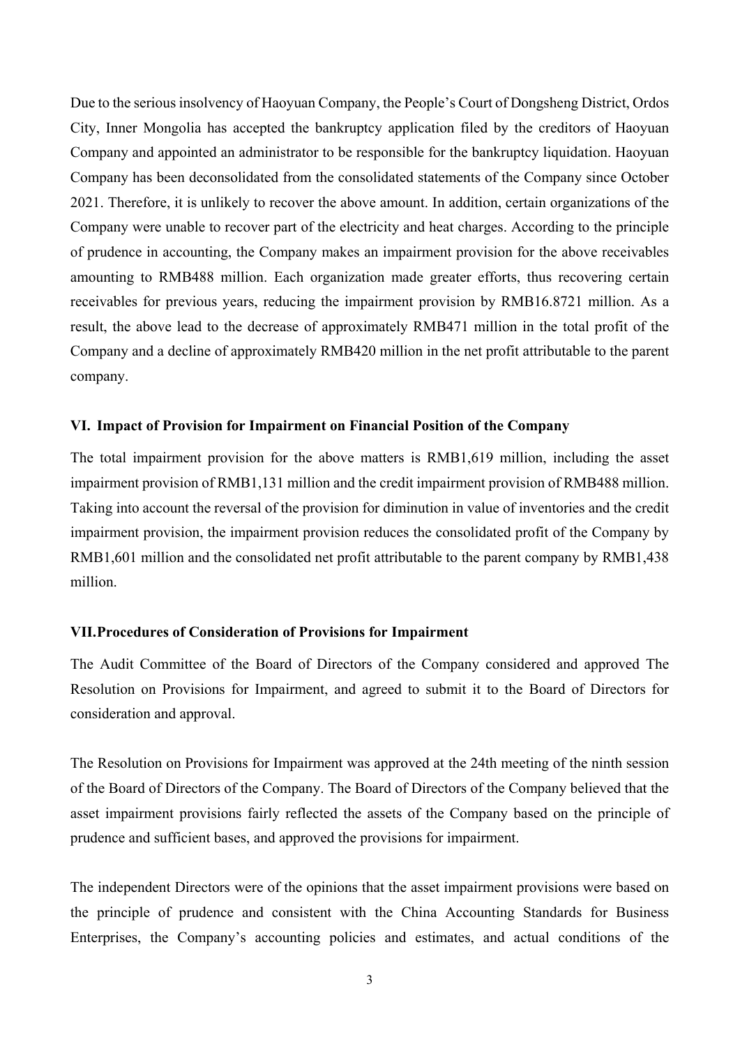Due to the serious insolvency of Haoyuan Company, the People's Court of Dongsheng District, Ordos City, Inner Mongolia has accepted the bankruptcy application filed by the creditors of Haoyuan Company and appointed an administrator to be responsible for the bankruptcy liquidation. Haoyuan Company has been deconsolidated from the consolidated statements of the Company since October 2021. Therefore, it is unlikely to recover the above amount. In addition, certain organizations of the Company were unable to recover part of the electricity and heat charges. According to the principle of prudence in accounting, the Company makes an impairment provision for the above receivables amounting to RMB488 million. Each organization made greater efforts, thus recovering certain receivables for previous years, reducing the impairment provision by RMB16.8721 million. As a result, the above lead to the decrease of approximately RMB471 million in the total profit of the Company and a decline of approximately RMB420 million in the net profit attributable to the parent company.

## VI. Impact of Provision for Impairment on Financial Position of the Company

The total impairment provision for the above matters is RMB1,619 million, including the asset impairment provision of RMB1,131 million and the credit impairment provision of RMB488 million. Taking into account the reversal of the provision for diminution in value of inventories and the credit impairment provision, the impairment provision reduces the consolidated profit of the Company by RMB1,601 million and the consolidated net profit attributable to the parent company by RMB1,438 million.

## VII. Procedures of Consideration of Provisions for Impairment

The Audit Committee of the Board of Directors of the Company considered and approved The Resolution on Provisions for Impairment, and agreed to submit it to the Board of Directors for consideration and approval.

The Resolution on Provisions for Impairment was approved at the 24th meeting of the ninth session of the Board of Directors of the Company. The Board of Directors of the Company believed that the asset impairment provisions fairly reflected the assets of the Company based on the principle of prudence and sufficient bases, and approved the provisions for impairment.

The independent Directors were of the opinions that the asset impairment provisions were based on the principle of prudence and consistent with the China Accounting Standards for Business Enterprises, the Company's accounting policies and estimates, and actual conditions of the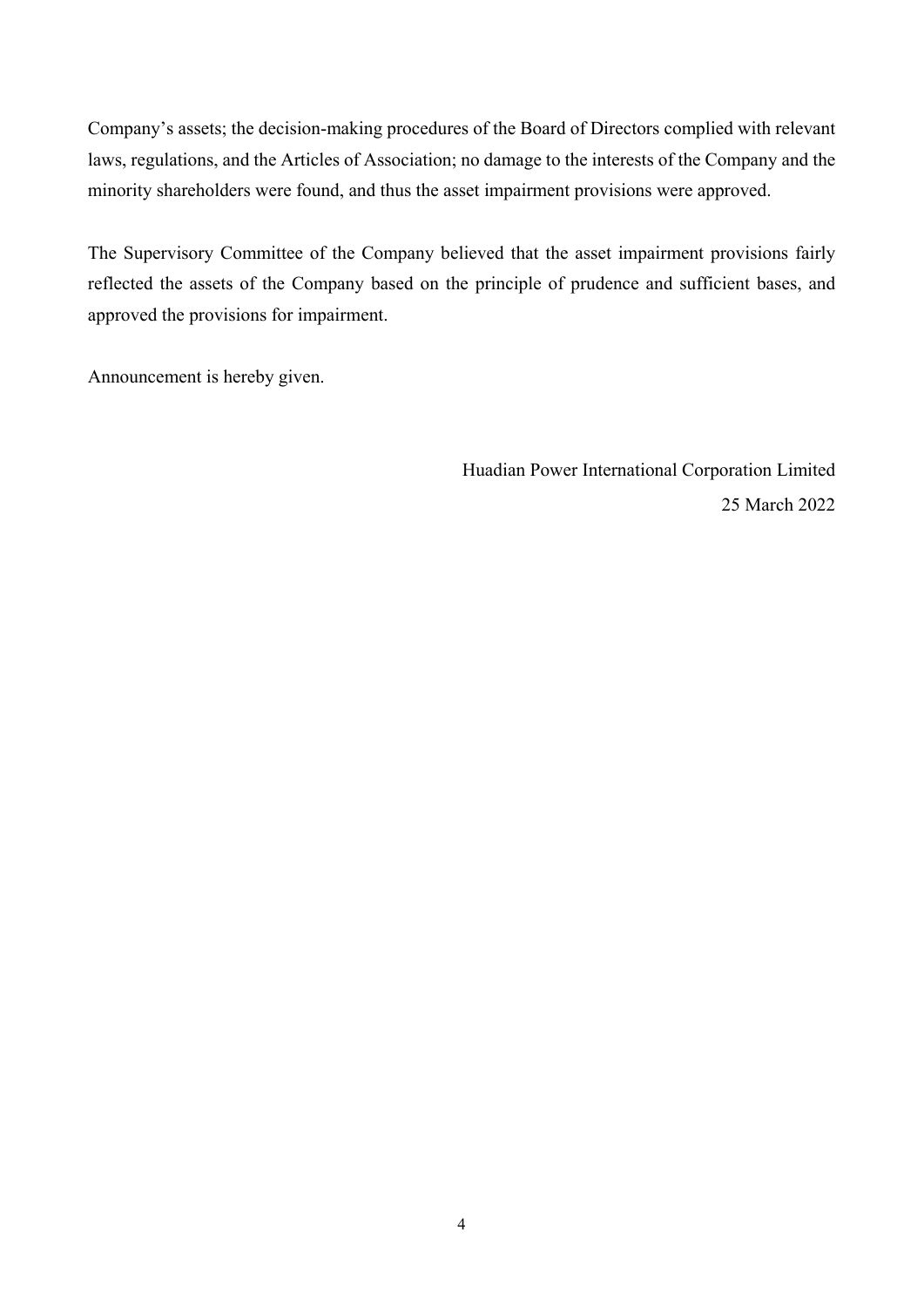Company's assets; the decision-making procedures of the Board of Directors complied with relevant laws, regulations, and the Articles of Association; no damage to the interests of the Company and the minority shareholders were found, and thus the asset impairment provisions were approved.

The Supervisory Committee of the Company believed that the asset impairment provisions fairly reflected the assets of the Company based on the principle of prudence and sufficient bases, and approved the provisions for impairment.

Announcement is hereby given.

Huadian Power International Corporation Limited
25 March 2022